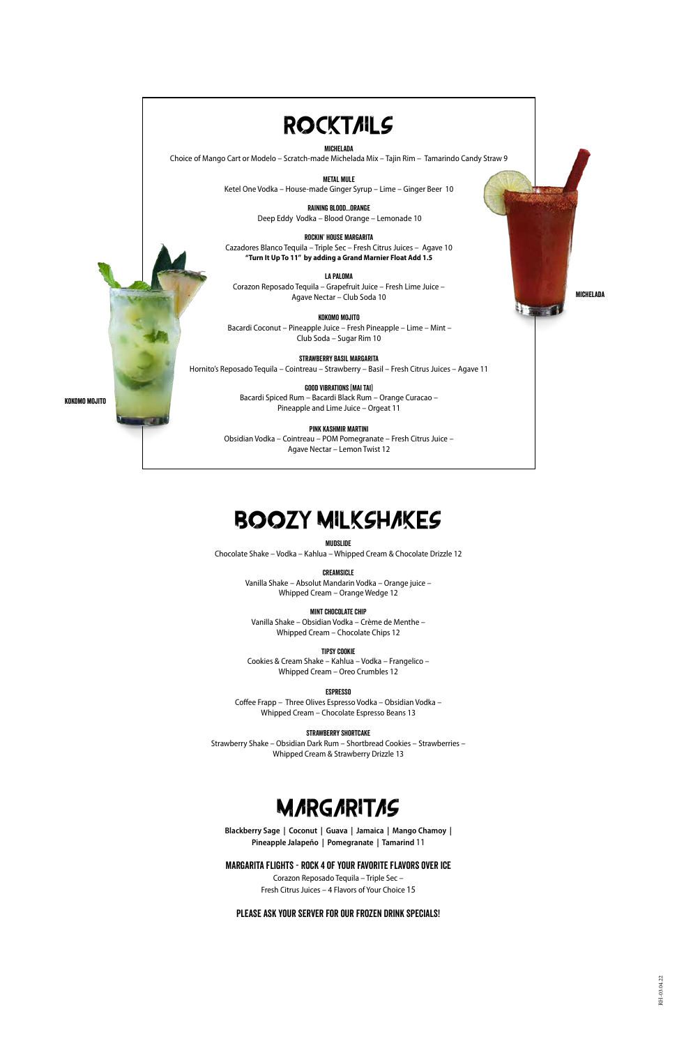# ROCKTAILS

### MICHELADA
Choice of Mango Cart or Modelo – Scratch-made Michelada Mix – Tajin Rim – Tamarindo Candy Straw 9

### METAL MULE
Ketel One Vodka – House-made Ginger Syrup – Lime – Ginger Beer 10

### RAINING BLOOD...ORANGE
Deep Eddy Vodka – Blood Orange – Lemonade 10

### ROCKIN' HOUSE MARGARITA
Cazadores Blanco Tequila – Triple Sec – Fresh Citrus Juices – Agave 10
**"Turn It Up To 11" by adding a Grand Marnier Float Add 1.5**

### LA PALOMA
Corazon Reposado Tequila – Grapefruit Juice – Fresh Lime Juice – Agave Nectar – Club Soda 10

### KOKOMO MOJITO
Bacardi Coconut – Pineapple Juice – Fresh Pineapple – Lime – Mint – Club Soda – Sugar Rim 10

### STRAWBERRY BASIL MARGARITA
Hornito's Reposado Tequila – Cointreau – Strawberry – Basil – Fresh Citrus Juices – Agave 11

### GOOD VIBRATIONS (MAI TAI)
Bacardi Spiced Rum – Bacardi Black Rum – Orange Curacao – Pineapple and Lime Juice – Orgeat 11

### PINK KASHMIR MARTINI
Obsidian Vodka – Cointreau – POM Pomegranate – Fresh Citrus Juice – Agave Nectar – Lemon Twist 12

MICHELADA

KOKOMO MOJITO

# BOOZY MILKSHAKES

### MUDSLIDE
Chocolate Shake – Vodka – Kahlua – Whipped Cream & Chocolate Drizzle 12

### CREAMSICLE
Vanilla Shake – Absolut Mandarin Vodka – Orange juice – Whipped Cream – Orange Wedge 12

### MINT CHOCOLATE CHIP
Vanilla Shake – Obsidian Vodka – Crème de Menthe – Whipped Cream – Chocolate Chips 12

### TIPSY COOKIE
Cookies & Cream Shake – Kahlua – Vodka – Frangelico – Whipped Cream – Oreo Crumbles 12

### ESPRESSO
Coffee Frapp – Three Olives Espresso Vodka – Obsidian Vodka – Whipped Cream – Chocolate Espresso Beans 13

### STRAWBERRY SHORTCAKE
Strawberry Shake – Obsidian Dark Rum – Shortbread Cookies – Strawberries – Whipped Cream & Strawberry Drizzle 13

# MARGARITAS

**Blackberry Sage | Coconut | Guava | Jamaica | Mango Chamoy | Pineapple Jalapeño | Pomegranate | Tamarind** 11

### MARGARITA FLIGHTS - ROCK 4 OF YOUR FAVORITE FLAVORS OVER ICE
Corazon Reposado Tequila – Triple Sec – Fresh Citrus Juices – 4 Flavors of Your Choice 15

### PLEASE ASK YOUR SERVER FOR OUR FROZEN DRINK SPECIALS!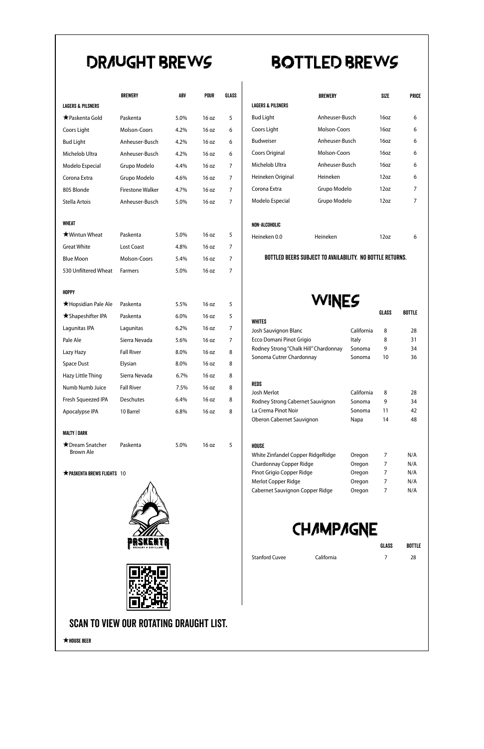# DRAUGHT BREWS

| | BREWERY | ABV | POUR | GLASS |
|---|---|---|---|---|
| **LAGERS & PILSNERS** | | | | |
| ★Paskenta Gold | Paskenta | 5.0% | 16 oz | 5 |
| Coors Light | Molson-Coors | 4.2% | 16 oz | 6 |
| Bud Light | Anheuser-Busch | 4.2% | 16 oz | 6 |
| Michelob Ultra | Anheuser-Busch | 4.2% | 16 oz | 6 |
| Modelo Especial | Grupo Modelo | 4.4% | 16 oz | 7 |
| Corona Extra | Grupo Modelo | 4.6% | 16 oz | 7 |
| 805 Blonde | Firestone Walker | 4.7% | 16 oz | 7 |
| Stella Artois | Anheuser-Busch | 5.0% | 16 oz | 7 |
| **WHEAT** | | | | |
| ★Wintun Wheat | Paskenta | 5.0% | 16 oz | 5 |
| Great White | Lost Coast | 4.8% | 16 oz | 7 |
| Blue Moon | Molson-Coors | 5.4% | 16 oz | 7 |
| 530 Unfiltered Wheat | Farmers | 5.0% | 16 oz | 7 |
| **HOPPY** | | | | |
| ★Hopsidian Pale Ale | Paskenta | 5.5% | 16 oz | 5 |
| ★Shapeshifter IPA | Paskenta | 6.0% | 16 oz | 5 |
| Lagunitas IPA | Lagunitas | 6.2% | 16 oz | 7 |
| Pale Ale | Sierra Nevada | 5.6% | 16 oz | 7 |
| Lazy Hazy | Fall River | 8.0% | 16 oz | 8 |
| Space Dust | Elysian | 8.0% | 16 oz | 8 |
| Hazy Little Thing | Sierra Nevada | 6.7% | 16 oz | 8 |
| Numb Numb Juice | Fall River | 7.5% | 16 oz | 8 |
| Fresh Squeezed IPA | Deschutes | 6.4% | 16 oz | 8 |
| Apocalypse IPA | 10 Barrel | 6.8% | 16 oz | 8 |
| **MALTY \| DARK** | | | | |
| ★Dream Snatcher Brown Ale | Paskenta | 5.0% | 16 oz | 5 |

**★PASKENTA BREWS FLIGHTS** 10

PASKENTA
BREWERY & DISTILLERY

## SCAN TO VIEW OUR ROTATING DRAUGHT LIST.

**★HOUSE BEER**

# BOTTLED BREWS

| | BREWERY | SIZE | PRICE |
|---|---|---|---|
| **LAGERS & PILSNERS** | | | |
| Bud Light | Anheuser-Busch | 16oz | 6 |
| Coors Light | Molson-Coors | 16oz | 6 |
| Budweiser | Anheuser-Busch | 16oz | 6 |
| Coors Original | Molson-Coors | 16oz | 6 |
| Michelob Ultra | Anheuser-Busch | 16oz | 6 |
| Heineken Original | Heineken | 12oz | 6 |
| Corona Extra | Grupo Modelo | 12oz | 7 |
| Modelo Especial | Grupo Modelo | 12oz | 7 |
| **NON-ALCOHOLIC** | | | |
| Heineken 0.0 | Heineken | 12oz | 6 |

**BOTTLED BEERS SUBJECT TO AVAILABILITY. NO BOTTLE RETURNS.**

# WINES

| | | GLASS | BOTTLE |
|---|---|---|---|
| **WHITES** | | | |
| Josh Sauvignon Blanc | California | 8 | 28 |
| Ecco Domani Pinot Grigio | Italy | 8 | 31 |
| Rodney Strong "Chalk Hill" Chardonnay | Sonoma | 9 | 34 |
| Sonoma Cutrer Chardonnay | Sonoma | 10 | 36 |
| **REDS** | | | |
| Josh Merlot | California | 8 | 28 |
| Rodney Strong Cabernet Sauvignon | Sonoma | 9 | 34 |
| La Crema Pinot Noir | Sonoma | 11 | 42 |
| Oberon Cabernet Sauvignon | Napa | 14 | 48 |
| **HOUSE** | | | |
| White Zinfandel Copper RidgeRidge | Oregon | 7 | N/A |
| Chardonnay Copper Ridge | Oregon | 7 | N/A |
| Pinot Grigio Copper Ridge | Oregon | 7 | N/A |
| Merlot Copper Ridge | Oregon | 7 | N/A |
| Cabernet Sauvignon Copper Ridge | Oregon | 7 | N/A |

# CHAMPAGNE

| | | GLASS | BOTTLE |
|---|---|---|---|
| Stanford Cuvee | California | 7 | 28 |